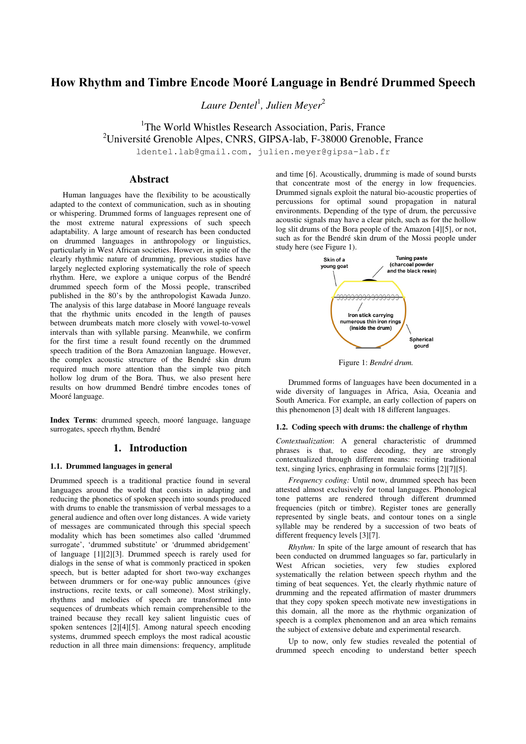# How Rhythm and Timbre Encode Mooré Language in Bendré Drummed Speech

*Laure Dentel*[1], *Julien Meyer*[2]

[1]The World Whistles Research Association, Paris, France
[2]Université Grenoble Alpes, CNRS, GIPSA-lab, F-38000 Grenoble, France

ldentel.lab@gmail.com, julien.meyer@gipsa-lab.fr

## Abstract

Human languages have the flexibility to be acoustically adapted to the context of communication, such as in shouting or whispering. Drummed forms of languages represent one of the most extreme natural expressions of such speech adaptability. A large amount of research has been conducted on drummed languages in anthropology or linguistics, particularly in West African societies. However, in spite of the clearly rhythmic nature of drumming, previous studies have largely neglected exploring systematically the role of speech rhythm. Here, we explore a unique corpus of the Bendré drummed speech form of the Mossi people, transcribed published in the 80's by the anthropologist Kawada Junzo. The analysis of this large database in Mooré language reveals that the rhythmic units encoded in the length of pauses between drumbeats match more closely with vowel-to-vowel intervals than with syllable parsing. Meanwhile, we confirm for the first time a result found recently on the drummed speech tradition of the Bora Amazonian language. However, the complex acoustic structure of the Bendré skin drum required much more attention than the simple two pitch hollow log drum of the Bora. Thus, we also present here results on how drummed Bendré timbre encodes tones of Mooré language.

**Index Terms**: drummed speech, mooré language, language surrogates, speech rhythm, Bendré

## 1. Introduction

### 1.1. Drummed languages in general

Drummed speech is a traditional practice found in several languages around the world that consists in adapting and reducing the phonetics of spoken speech into sounds produced with drums to enable the transmission of verbal messages to a general audience and often over long distances. A wide variety of messages are communicated through this special speech modality which has been sometimes also called 'drummed surrogate', 'drummed substitute' or 'drummed abridgement' of language [1][2][3]. Drummed speech is rarely used for dialogs in the sense of what is commonly practiced in spoken speech, but is better adapted for short two-way exchanges between drummers or for one-way public announces (give instructions, recite texts, or call someone). Most strikingly, rhythms and melodies of speech are transformed into sequences of drumbeats which remain comprehensible to the trained because they recall key salient linguistic cues of spoken sentences [2][4][5]. Among natural speech encoding systems, drummed speech employs the most radical acoustic reduction in all three main dimensions: frequency, amplitude and time [6]. Acoustically, drumming is made of sound bursts that concentrate most of the energy in low frequencies. Drummed signals exploit the natural bio-acoustic properties of percussions for optimal sound propagation in natural environments. Depending of the type of drum, the percussive acoustic signals may have a clear pitch, such as for the hollow log slit drums of the Bora people of the Amazon [4][5], or not, such as for the Bendré skin drum of the Mossi people under study here (see Figure 1).

Skin of a young goat

Tuning paste (charcoal powder and the black resin)

Iron stick carrying numerous thin iron rings (inside the drum)

Spherical gourd

Figure 1: *Bendré drum.*

Drummed forms of languages have been documented in a wide diversity of languages in Africa, Asia, Oceania and South America. For example, an early collection of papers on this phenomenon [3] dealt with 18 different languages.

### 1.2. Coding speech with drums: the challenge of rhythm

*Contextualization*: A general characteristic of drummed phrases is that, to ease decoding, they are strongly contextualized through different means: reciting traditional text, singing lyrics, enphrasing in formulaic forms [2][7][5].

*Frequency coding:* Until now, drummed speech has been attested almost exclusively for tonal languages. Phonological tone patterns are rendered through different drummed frequencies (pitch or timbre). Register tones are generally represented by single beats, and contour tones on a single syllable may be rendered by a succession of two beats of different frequency levels [3][7].

*Rhythm:* In spite of the large amount of research that has been conducted on drummed languages so far, particularly in West African societies, very few studies explored systematically the relation between speech rhythm and the timing of beat sequences. Yet, the clearly rhythmic nature of drumming and the repeated affirmation of master drummers that they copy spoken speech motivate new investigations in this domain, all the more as the rhythmic organization of speech is a complex phenomenon and an area which remains the subject of extensive debate and experimental research.

Up to now, only few studies revealed the potential of drummed speech encoding to understand better speech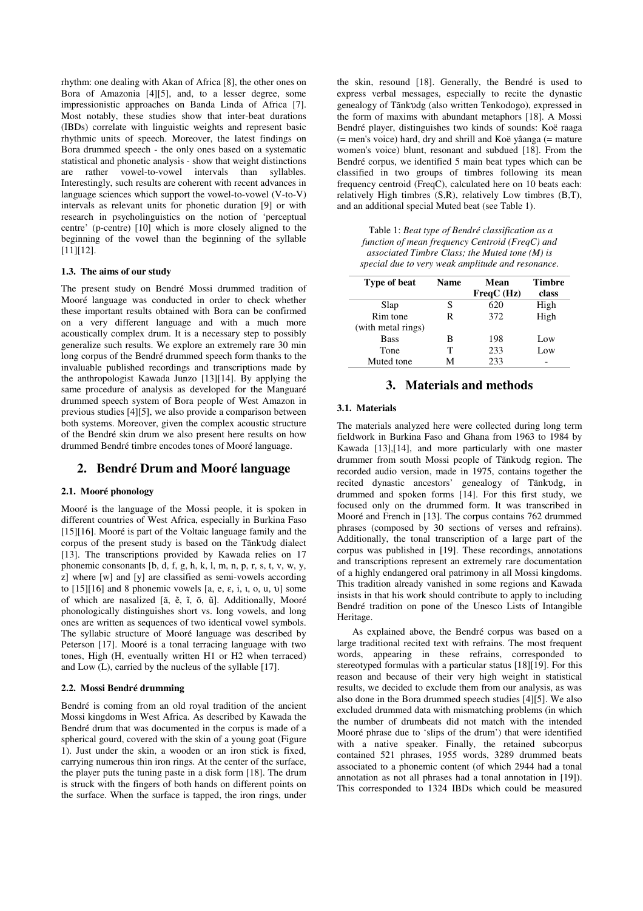rhythm: one dealing with Akan of Africa [8], the other ones on Bora of Amazonia [4][5], and, to a lesser degree, some impressionistic approaches on Banda Linda of Africa [7]. Most notably, these studies show that inter-beat durations (IBDs) correlate with linguistic weights and represent basic rhythmic units of speech. Moreover, the latest findings on Bora drummed speech - the only ones based on a systematic statistical and phonetic analysis - show that weight distinctions are rather vowel-to-vowel intervals than syllables. Interestingly, such results are coherent with recent advances in language sciences which support the vowel-to-vowel (V-to-V) intervals as relevant units for phonetic duration [9] or with research in psycholinguistics on the notion of 'perceptual centre' (p-centre) [10] which is more closely aligned to the beginning of the vowel than the beginning of the syllable [11][12].

### 1.3. The aims of our study

The present study on Bendré Mossi drummed tradition of Mooré language was conducted in order to check whether these important results obtained with Bora can be confirmed on a very different language and with a much more acoustically complex drum. It is a necessary step to possibly generalize such results. We explore an extremely rare 30 min long corpus of the Bendré drummed speech form thanks to the invaluable published recordings and transcriptions made by the anthropologist Kawada Junzo [13][14]. By applying the same procedure of analysis as developed for the Manguaré drummed speech system of Bora people of West Amazon in previous studies [4][5], we also provide a comparison between both systems. Moreover, given the complex acoustic structure of the Bendré skin drum we also present here results on how drummed Bendré timbre encodes tones of Mooré language.

## 2. Bendré Drum and Mooré language

### 2.1. Mooré phonology

Mooré is the language of the Mossi people, it is spoken in different countries of West Africa, especially in Burkina Faso [15][16]. Mooré is part of the Voltaic language family and the corpus of the present study is based on the Tãnkʋdg dialect [13]. The transcriptions provided by Kawada relies on 17 phonemic consonants [b, d, f, g, h, k, l, m, n, p, r, s, t, v, w, y, z] where [w] and [y] are classified as semi-vowels according to [15][16] and 8 phonemic vowels [a, e, ɛ, i, ɩ, o, u, ʋ] some of which are nasalized [ã, ẽ, ĩ, õ, ũ]. Additionally, Mooré phonologically distinguishes short vs. long vowels, and long ones are written as sequences of two identical vowel symbols. The syllabic structure of Mooré language was described by Peterson [17]. Mooré is a tonal terracing language with two tones, High (H, eventually written H1 or H2 when terraced) and Low (L), carried by the nucleus of the syllable [17].

### 2.2. Mossi Bendré drumming

Bendré is coming from an old royal tradition of the ancient Mossi kingdoms in West Africa. As described by Kawada the Bendré drum that was documented in the corpus is made of a spherical gourd, covered with the skin of a young goat (Figure 1). Just under the skin, a wooden or an iron stick is fixed, carrying numerous thin iron rings. At the center of the surface, the player puts the tuning paste in a disk form [18]. The drum is struck with the fingers of both hands on different points on the surface. When the surface is tapped, the iron rings, under the skin, resound [18]. Generally, the Bendré is used to express verbal messages, especially to recite the dynastic genealogy of Tãnkʋdg (also written Tenkodogo), expressed in the form of maxims with abundant metaphors [18]. A Mossi Bendré player, distinguishes two kinds of sounds: Koë raaga (= men's voice) hard, dry and shrill and Koë yâanga (= mature women's voice) blunt, resonant and subdued [18]. From the Bendré corpus, we identified 5 main beat types which can be classified in two groups of timbres following its mean frequency centroid (FreqC), calculated here on 10 beats each: relatively High timbres (S,R), relatively Low timbres (B,T), and an additional special Muted beat (see Table 1).

Table 1: *Beat type of Bendré classification as a function of mean frequency Centroid (FreqC) and associated Timbre Class; the Muted tone (M) is special due to very weak amplitude and resonance.*

| Type of beat | Name | Mean FreqC (Hz) | Timbre class |
|---|---|---|---|
| Slap | S | 620 | High |
| Rim tone (with metal rings) | R | 372 | High |
| Bass | B | 198 | Low |
| Tone | T | 233 | Low |
| Muted tone | M | 233 | - |

## 3. Materials and methods

### 3.1. Materials

The materials analyzed here were collected during long term fieldwork in Burkina Faso and Ghana from 1963 to 1984 by Kawada [13],[14], and more particularly with one master drummer from south Mossi people of Tãnkʋdg region. The recorded audio version, made in 1975, contains together the recited dynastic ancestors' genealogy of Tãnkʋdg, in drummed and spoken forms [14]. For this first study, we focused only on the drummed form. It was transcribed in Mooré and French in [13]. The corpus contains 762 drummed phrases (composed by 30 sections of verses and refrains). Additionally, the tonal transcription of a large part of the corpus was published in [19]. These recordings, annotations and transcriptions represent an extremely rare documentation of a highly endangered oral patrimony in all Mossi kingdoms. This tradition already vanished in some regions and Kawada insists in that his work should contribute to apply to including Bendré tradition on pone of the Unesco Lists of Intangible Heritage.

As explained above, the Bendré corpus was based on a large traditional recited text with refrains. The most frequent words, appearing in these refrains, corresponded to stereotyped formulas with a particular status [18][19]. For this reason and because of their very high weight in statistical results, we decided to exclude them from our analysis, as was also done in the Bora drummed speech studies [4][5]. We also excluded drummed data with mismatching problems (in which the number of drumbeats did not match with the intended Mooré phrase due to 'slips of the drum') that were identified with a native speaker. Finally, the retained subcorpus contained 521 phrases, 1955 words, 3289 drummed beats associated to a phonemic content (of which 2944 had a tonal annotation as not all phrases had a tonal annotation in [19]). This corresponded to 1324 IBDs which could be measured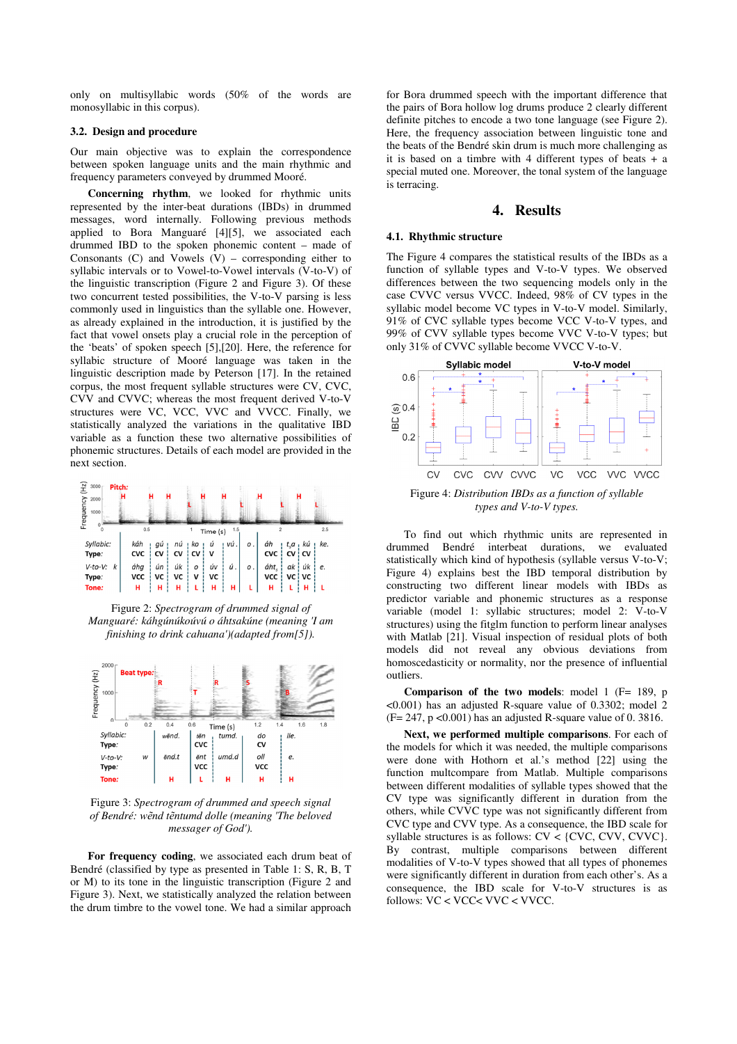only on multisyllabic words (50% of the words are monosyllabic in this corpus).

### 3.2. Design and procedure

Our main objective was to explain the correspondence between spoken language units and the main rhythmic and frequency parameters conveyed by drummed Mooré.

**Concerning rhythm**, we looked for rhythmic units represented by the inter-beat durations (IBDs) in drummed messages, word internally. Following previous methods applied to Bora Manguaré [4][5], we associated each drummed IBD to the spoken phonemic content – made of Consonants (C) and Vowels (V) – corresponding either to syllabic intervals or to Vowel-to-Vowel intervals (V-to-V) of the linguistic transcription (Figure 2 and Figure 3). Of these two concurrent tested possibilities, the V-to-V parsing is less commonly used in linguistics than the syllable one. However, as already explained in the introduction, it is justified by the fact that vowel onsets play a crucial role in the perception of the 'beats' of spoken speech [5],[20]. Here, the reference for syllabic structure of Mooré language was taken in the linguistic description made by Peterson [17]. In the retained corpus, the most frequent syllable structures were CV, CVC, CVV and CVVC; whereas the most frequent derived V-to-V structures were VC, VCC, VVC and VVCC. Finally, we statistically analyzed the variations in the qualitative IBD variable as a function these two alternative possibilities of phonemic structures. Details of each model are provided in the next section.

Figure 2: *Spectrogram of drummed signal of Manguaré: káhgúnúkoúvú o áhtsakúne (meaning 'I am finishing to drink cahuana')(adapted from[5]).*

Figure 3: *Spectrogram of drummed and speech signal of Bendré: wẽnd tẽntumd dolle (meaning 'The beloved messager of God').*

**For frequency coding**, we associated each drum beat of Bendré (classified by type as presented in Table 1: S, R, B, T or M) to its tone in the linguistic transcription (Figure 2 and Figure 3). Next, we statistically analyzed the relation between the drum timbre to the vowel tone. We had a similar approach for Bora drummed speech with the important difference that the pairs of Bora hollow log drums produce 2 clearly different definite pitches to encode a two tone language (see Figure 2). Here, the frequency association between linguistic tone and the beats of the Bendré skin drum is much more challenging as it is based on a timbre with 4 different types of beats + a special muted one. Moreover, the tonal system of the language is terracing.

## 4. Results

### 4.1. Rhythmic structure

The Figure 4 compares the statistical results of the IBDs as a function of syllable types and V-to-V types. We observed differences between the two sequencing models only in the case CVVC versus VVCC. Indeed, 98% of CV types in the syllabic model become VC types in V-to-V model. Similarly, 91% of CVC syllable types become VCC V-to-V types, and 99% of CVV syllable types become VVC V-to-V types; but only 31% of CVVC syllable become VVCC V-to-V.

Figure 4: *Distribution IBDs as a function of syllable types and V-to-V types.*

To find out which rhythmic units are represented in drummed Bendré interbeat durations, we evaluated statistically which kind of hypothesis (syllable versus V-to-V; Figure 4) explains best the IBD temporal distribution by constructing two different linear models with IBDs as predictor variable and phonemic structures as a response variable (model 1: syllabic structures; model 2: V-to-V structures) using the fitglm function to perform linear analyses with Matlab [21]. Visual inspection of residual plots of both models did not reveal any obvious deviations from homoscedasticity or normality, nor the presence of influential outliers.

**Comparison of the two models**: model 1 ($F = 189$, $p < 0.001$) has an adjusted R-square value of 0.3302; model 2 ($F = 247$, $p < 0.001$) has an adjusted R-square value of 0. 3816.

**Next, we performed multiple comparisons**. For each of the models for which it was needed, the multiple comparisons were done with Hothorn et al.'s method [22] using the function multcompare from Matlab. Multiple comparisons between different modalities of syllable types showed that the CV type was significantly different in duration from the others, while CVVC type was not significantly different from CVC type and CVV type. As a consequence, the IBD scale for syllable structures is as follows: CV < {CVC, CVV, CVVC}. By contrast, multiple comparisons between different modalities of V-to-V types showed that all types of phonemes were significantly different in duration from each other's. As a consequence, the IBD scale for V-to-V structures is as follows: VC < VCC< VVC < VVCC.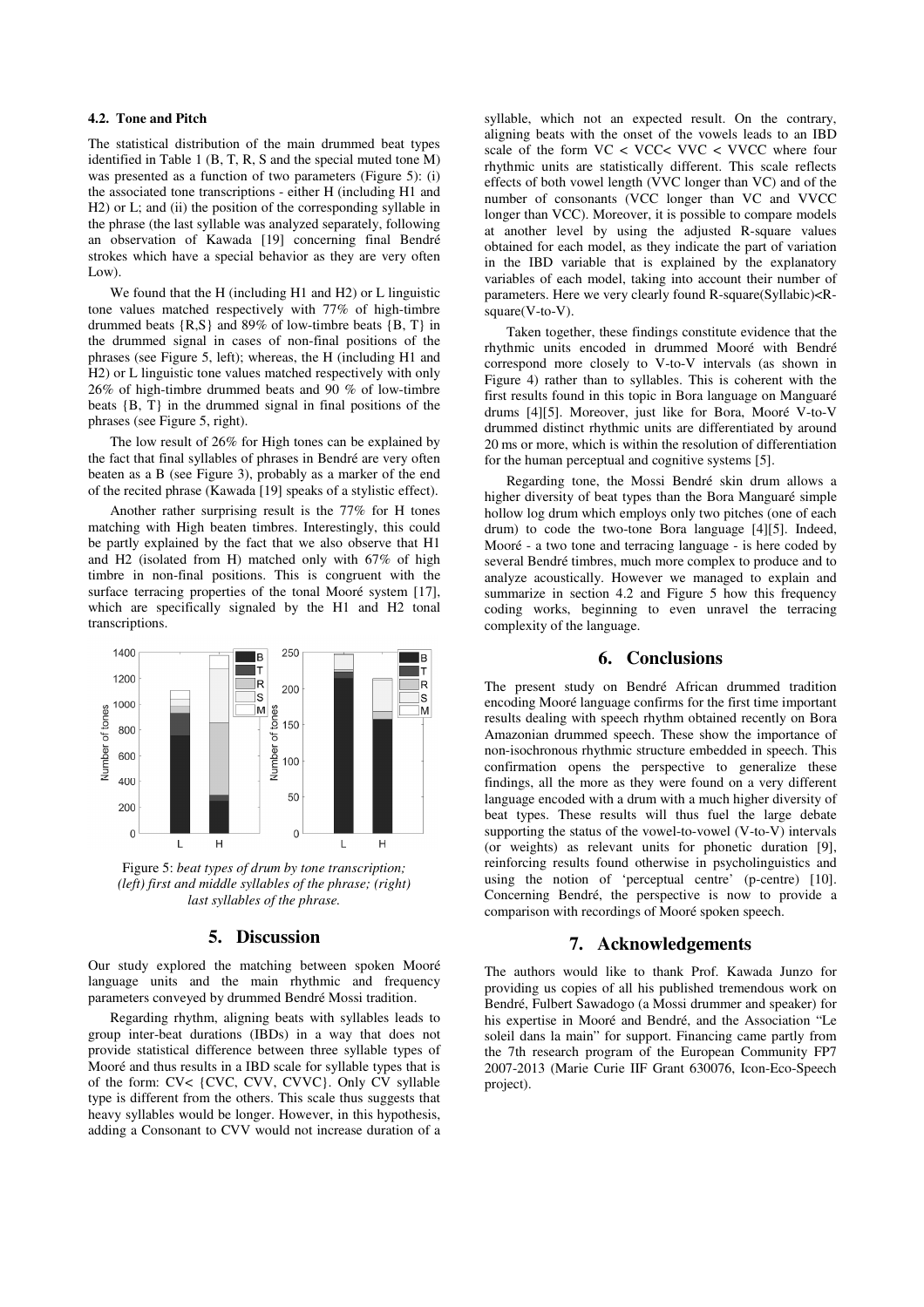### 4.2. Tone and Pitch

The statistical distribution of the main drummed beat types identified in Table 1 (B, T, R, S and the special muted tone M) was presented as a function of two parameters (Figure 5): (i) the associated tone transcriptions - either H (including H1 and H2) or L; and (ii) the position of the corresponding syllable in the phrase (the last syllable was analyzed separately, following an observation of Kawada [19] concerning final Bendré strokes which have a special behavior as they are very often Low).

We found that the H (including H1 and H2) or L linguistic tone values matched respectively with 77% of high-timbre drummed beats {R,S} and 89% of low-timbre beats {B, T} in the drummed signal in cases of non-final positions of the phrases (see Figure 5, left); whereas, the H (including H1 and H2) or L linguistic tone values matched respectively with only 26% of high-timbre drummed beats and 90 % of low-timbre beats {B, T} in the drummed signal in final positions of the phrases (see Figure 5, right).

The low result of 26% for High tones can be explained by the fact that final syllables of phrases in Bendré are very often beaten as a B (see Figure 3), probably as a marker of the end of the recited phrase (Kawada [19] speaks of a stylistic effect).

Another rather surprising result is the 77% for H tones matching with High beaten timbres. Interestingly, this could be partly explained by the fact that we also observe that H1 and H2 (isolated from H) matched only with 67% of high timbre in non-final positions. This is congruent with the surface terracing properties of the tonal Mooré system [17], which are specifically signaled by the H1 and H2 tonal transcriptions.

Figure 5: *beat types of drum by tone transcription; (left) first and middle syllables of the phrase; (right) last syllables of the phrase.*

## 5. Discussion

Our study explored the matching between spoken Mooré language units and the main rhythmic and frequency parameters conveyed by drummed Bendré Mossi tradition.

Regarding rhythm, aligning beats with syllables leads to group inter-beat durations (IBDs) in a way that does not provide statistical difference between three syllable types of Mooré and thus results in a IBD scale for syllable types that is of the form: CV< {CVC, CVV, CVVC}. Only CV syllable type is different from the others. This scale thus suggests that heavy syllables would be longer. However, in this hypothesis, adding a Consonant to CVV would not increase duration of a syllable, which not an expected result. On the contrary, aligning beats with the onset of the vowels leads to an IBD scale of the form VC < VCC< VVC < VVCC where four rhythmic units are statistically different. This scale reflects effects of both vowel length (VVC longer than VC) and of the number of consonants (VCC longer than VC and VVCC longer than VCC). Moreover, it is possible to compare models at another level by using the adjusted R-square values obtained for each model, as they indicate the part of variation in the IBD variable that is explained by the explanatory variables of each model, taking into account their number of parameters. Here we very clearly found R-square(Syllabic)<R-square(V-to-V).

Taken together, these findings constitute evidence that the rhythmic units encoded in drummed Mooré with Bendré correspond more closely to V-to-V intervals (as shown in Figure 4) rather than to syllables. This is coherent with the first results found in this topic in Bora language on Manguaré drums [4][5]. Moreover, just like for Bora, Mooré V-to-V drummed distinct rhythmic units are differentiated by around 20 ms or more, which is within the resolution of differentiation for the human perceptual and cognitive systems [5].

Regarding tone, the Mossi Bendré skin drum allows a higher diversity of beat types than the Bora Manguaré simple hollow log drum which employs only two pitches (one of each drum) to code the two-tone Bora language [4][5]. Indeed, Mooré - a two tone and terracing language - is here coded by several Bendré timbres, much more complex to produce and to analyze acoustically. However we managed to explain and summarize in section 4.2 and Figure 5 how this frequency coding works, beginning to even unravel the terracing complexity of the language.

## 6. Conclusions

The present study on Bendré African drummed tradition encoding Mooré language confirms for the first time important results dealing with speech rhythm obtained recently on Bora Amazonian drummed speech. These show the importance of non-isochronous rhythmic structure embedded in speech. This confirmation opens the perspective to generalize these findings, all the more as they were found on a very different language encoded with a drum with a much higher diversity of beat types. These results will thus fuel the large debate supporting the status of the vowel-to-vowel (V-to-V) intervals (or weights) as relevant units for phonetic duration [9], reinforcing results found otherwise in psycholinguistics and using the notion of 'perceptual centre' (p-centre) [10]. Concerning Bendré, the perspective is now to provide a comparison with recordings of Mooré spoken speech.

## 7. Acknowledgements

The authors would like to thank Prof. Kawada Junzo for providing us copies of all his published tremendous work on Bendré, Fulbert Sawadogo (a Mossi drummer and speaker) for his expertise in Mooré and Bendré, and the Association "Le soleil dans la main" for support. Financing came partly from the 7th research program of the European Community FP7 2007-2013 (Marie Curie IIF Grant 630076, Icon-Eco-Speech project).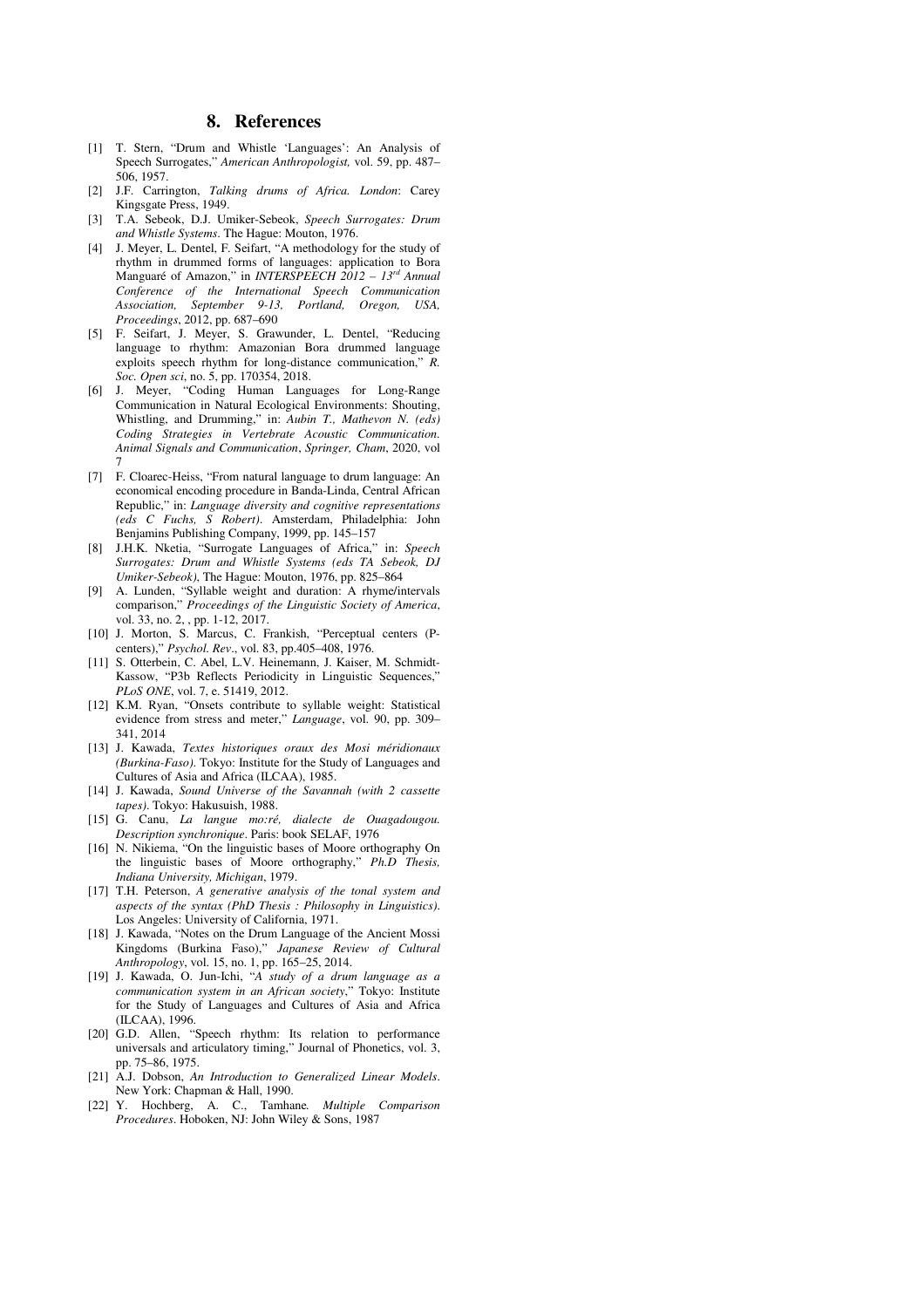## 8. References

[1] T. Stern, "Drum and Whistle 'Languages': An Analysis of Speech Surrogates," *American Anthropologist,* vol. 59, pp. 487–506, 1957.

[2] J.F. Carrington, *Talking drums of Africa. London*: Carey Kingsgate Press, 1949.

[3] T.A. Sebeok, D.J. Umiker-Sebeok, *Speech Surrogates: Drum and Whistle Systems*. The Hague: Mouton, 1976.

[4] J. Meyer, L. Dentel, F. Seifart, "A methodology for the study of rhythm in drummed forms of languages: application to Bora Manguaré of Amazon," in *INTERSPEECH 2012 – 13rd Annual Conference of the International Speech Communication Association, September 9-13, Portland, Oregon, USA, Proceedings*, 2012, pp. 687–690

[5] F. Seifart, J. Meyer, S. Grawunder, L. Dentel, "Reducing language to rhythm: Amazonian Bora drummed language exploits speech rhythm for long-distance communication," *R. Soc. Open sci*, no. 5, pp. 170354, 2018.

[6] J. Meyer, "Coding Human Languages for Long-Range Communication in Natural Ecological Environments: Shouting, Whistling, and Drumming," in: *Aubin T., Mathevon N. (eds) Coding Strategies in Vertebrate Acoustic Communication. Animal Signals and Communication*, *Springer, Cham*, 2020, vol 7

[7] F. Cloarec-Heiss, "From natural language to drum language: An economical encoding procedure in Banda-Linda, Central African Republic," in: *Language diversity and cognitive representations (eds C Fuchs, S Robert)*. Amsterdam, Philadelphia: John Benjamins Publishing Company, 1999, pp. 145–157

[8] J.H.K. Nketia, "Surrogate Languages of Africa," in: *Speech Surrogates: Drum and Whistle Systems (eds TA Sebeok, DJ Umiker-Sebeok)*, The Hague: Mouton, 1976, pp. 825–864

[9] A. Lunden, "Syllable weight and duration: A rhyme/intervals comparison," *Proceedings of the Linguistic Society of America*, vol. 33, no. 2, , pp. 1-12, 2017.

[10] J. Morton, S. Marcus, C. Frankish, "Perceptual centers (P-centers)," *Psychol. Rev*., vol. 83, pp.405–408, 1976.

[11] S. Otterbein, C. Abel, L.V. Heinemann, J. Kaiser, M. Schmidt-Kassow, "P3b Reflects Periodicity in Linguistic Sequences," *PLoS ONE*, vol. 7, e. 51419, 2012.

[12] K.M. Ryan, "Onsets contribute to syllable weight: Statistical evidence from stress and meter," *Language*, vol. 90, pp. 309–341, 2014

[13] J. Kawada, *Textes historiques oraux des Mosi méridionaux (Burkina-Faso)*. Tokyo: Institute for the Study of Languages and Cultures of Asia and Africa (ILCAA), 1985.

[14] J. Kawada, *Sound Universe of the Savannah (with 2 cassette tapes)*. Tokyo: Hakusuish, 1988.

[15] G. Canu, *La langue mo:ré, dialecte de Ouagadougou. Description synchronique*. Paris: book SELAF, 1976

[16] N. Nikiema, "On the linguistic bases of Moore orthography On the linguistic bases of Moore orthography," *Ph.D Thesis, Indiana University, Michigan*, 1979.

[17] T.H. Peterson, *A generative analysis of the tonal system and aspects of the syntax (PhD Thesis : Philosophy in Linguistics)*. Los Angeles: University of California, 1971.

[18] J. Kawada, "Notes on the Drum Language of the Ancient Mossi Kingdoms (Burkina Faso)," *Japanese Review of Cultural Anthropology*, vol. 15, no. 1, pp. 165–25, 2014.

[19] J. Kawada, O. Jun-Ichi, "*A study of a drum language as a communication system in an African society*," Tokyo: Institute for the Study of Languages and Cultures of Asia and Africa (ILCAA), 1996.

[20] G.D. Allen, "Speech rhythm: Its relation to performance universals and articulatory timing," Journal of Phonetics, vol. 3, pp. 75–86, 1975.

[21] A.J. Dobson, *An Introduction to Generalized Linear Models*. New York: Chapman & Hall, 1990.

[22] Y. Hochberg, A. C., Tamhane*. Multiple Comparison Procedures*. Hoboken, NJ: John Wiley & Sons, 1987